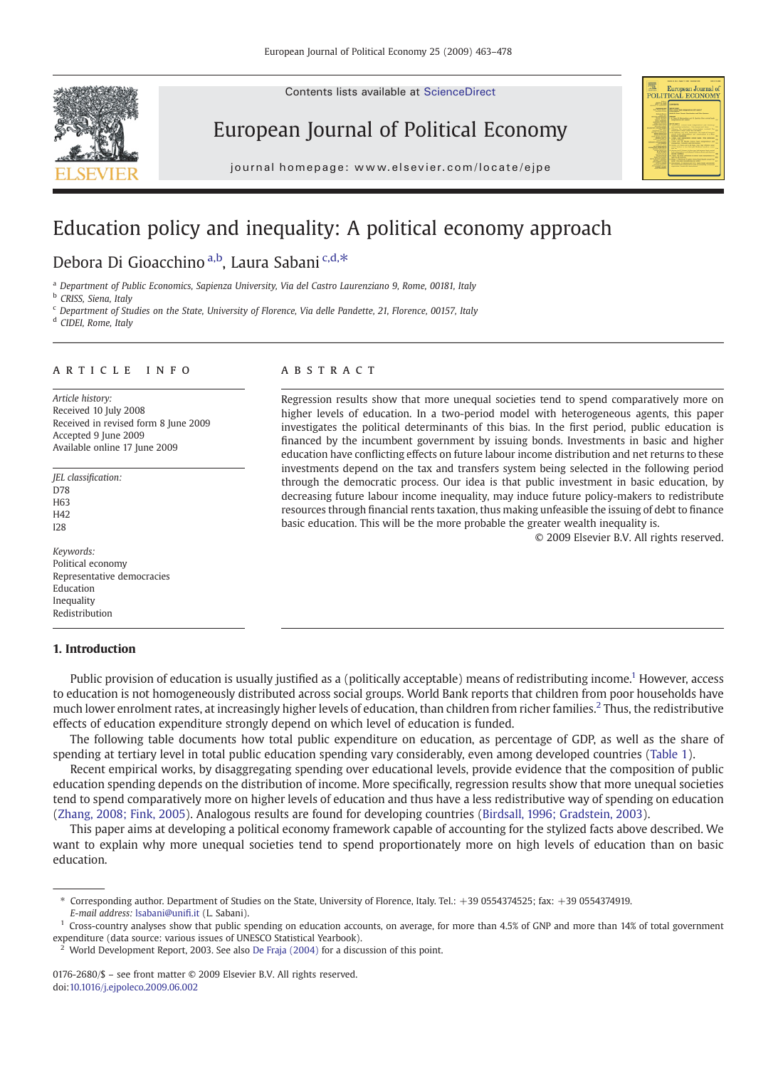# Education policy and inequality: A political economy approach

Debora Di Gioacchino [a,b], Laura Sabani [c,d,*]

[a] Department of Public Economics, Sapienza University, Via del Castro Laurenziano 9, Rome, 00181, Italy
[b] CRISS, Siena, Italy
[c] Department of Studies on the State, University of Florence, Via delle Pandette, 21, Florence, 00157, Italy
[d] CIDEI, Rome, Italy

**ARTICLE INFO**

*Article history:*
Received 10 July 2008
Received in revised form 8 June 2009
Accepted 9 June 2009
Available online 17 June 2009

*JEL classification:*
D78
H63
H42
I28

*Keywords:*
Political economy
Representative democracies
Education
Inequality
Redistribution

**ABSTRACT**

Regression results show that more unequal societies tend to spend comparatively more on higher levels of education. In a two-period model with heterogeneous agents, this paper investigates the political determinants of this bias. In the first period, public education is financed by the incumbent government by issuing bonds. Investments in basic and higher education have conflicting effects on future labour income distribution and net returns to these investments depend on the tax and transfers system being selected in the following period through the democratic process. Our idea is that public investment in basic education, by decreasing future labour income inequality, may induce future policy-makers to redistribute resources through financial rents taxation, thus making unfeasible the issuing of debt to finance basic education. This will be the more probable the greater wealth inequality is.

© 2009 Elsevier B.V. All rights reserved.

## 1. Introduction

Public provision of education is usually justified as a (politically acceptable) means of redistributing income.[1] However, access to education is not homogeneously distributed across social groups. World Bank reports that children from poor households have much lower enrolment rates, at increasingly higher levels of education, than children from richer families.[2] Thus, the redistributive effects of education expenditure strongly depend on which level of education is funded.

The following table documents how total public expenditure on education, as percentage of GDP, as well as the share of spending at tertiary level in total public education spending vary considerably, even among developed countries (Table 1).

Recent empirical works, by disaggregating spending over educational levels, provide evidence that the composition of public education spending depends on the distribution of income. More specifically, regression results show that more unequal societies tend to spend comparatively more on higher levels of education and thus have a less redistributive way of spending on education (Zhang, 2008; Fink, 2005). Analogous results are found for developing countries (Birdsall, 1996; Gradstein, 2003).

This paper aims at developing a political economy framework capable of accounting for the stylized facts above described. We want to explain why more unequal societies tend to spend proportionately more on high levels of education than on basic education.

---

* Corresponding author. Department of Studies on the State, University of Florence, Italy. Tel.: +39 0554374525; fax: +39 0554374919.
*E-mail address:* lsabani@unifi.it (L. Sabani).

[1] Cross-country analyses show that public spending on education accounts, on average, for more than 4.5% of GNP and more than 14% of total government expenditure (data source: various issues of UNESCO Statistical Yearbook).

[2] World Development Report, 2003. See also De Fraja (2004) for a discussion of this point.

0176-2680/$ – see front matter © 2009 Elsevier B.V. All rights reserved.
doi:10.1016/j.ejpoleco.2009.06.002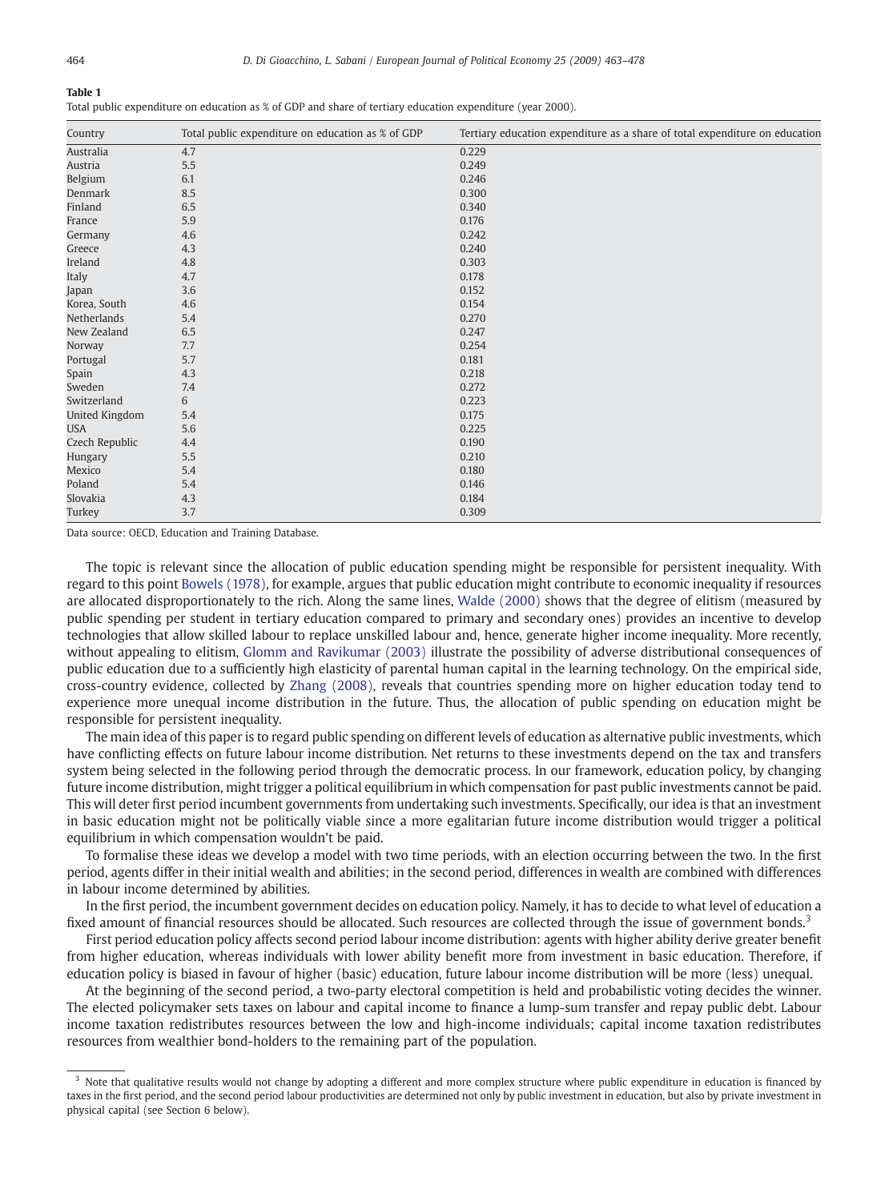**Table 1**
Total public expenditure on education as % of GDP and share of tertiary education expenditure (year 2000).

| Country | Total public expenditure on education as % of GDP | Tertiary education expenditure as a share of total expenditure on education |
|---|---|---|
| Australia | 4.7 | 0.229 |
| Austria | 5.5 | 0.249 |
| Belgium | 6.1 | 0.246 |
| Denmark | 8.5 | 0.300 |
| Finland | 6.5 | 0.340 |
| France | 5.9 | 0.176 |
| Germany | 4.6 | 0.242 |
| Greece | 4.3 | 0.240 |
| Ireland | 4.8 | 0.303 |
| Italy | 4.7 | 0.178 |
| Japan | 3.6 | 0.152 |
| Korea, South | 4.6 | 0.154 |
| Netherlands | 5.4 | 0.270 |
| New Zealand | 6.5 | 0.247 |
| Norway | 7.7 | 0.254 |
| Portugal | 5.7 | 0.181 |
| Spain | 4.3 | 0.218 |
| Sweden | 7.4 | 0.272 |
| Switzerland | 6 | 0.223 |
| United Kingdom | 5.4 | 0.175 |
| USA | 5.6 | 0.225 |
| Czech Republic | 4.4 | 0.190 |
| Hungary | 5.5 | 0.210 |
| Mexico | 5.4 | 0.180 |
| Poland | 5.4 | 0.146 |
| Slovakia | 4.3 | 0.184 |
| Turkey | 3.7 | 0.309 |

Data source: OECD, Education and Training Database.

The topic is relevant since the allocation of public education spending might be responsible for persistent inequality. With regard to this point Bowels (1978), for example, argues that public education might contribute to economic inequality if resources are allocated disproportionately to the rich. Along the same lines, Walde (2000) shows that the degree of elitism (measured by public spending per student in tertiary education compared to primary and secondary ones) provides an incentive to develop technologies that allow skilled labour to replace unskilled labour and, hence, generate higher income inequality. More recently, without appealing to elitism, Glomm and Ravikumar (2003) illustrate the possibility of adverse distributional consequences of public education due to a sufficiently high elasticity of parental human capital in the learning technology. On the empirical side, cross-country evidence, collected by Zhang (2008), reveals that countries spending more on higher education today tend to experience more unequal income distribution in the future. Thus, the allocation of public spending on education might be responsible for persistent inequality.

The main idea of this paper is to regard public spending on different levels of education as alternative public investments, which have conflicting effects on future labour income distribution. Net returns to these investments depend on the tax and transfers system being selected in the following period through the democratic process. In our framework, education policy, by changing future income distribution, might trigger a political equilibrium in which compensation for past public investments cannot be paid. This will deter first period incumbent governments from undertaking such investments. Specifically, our idea is that an investment in basic education might not be politically viable since a more egalitarian future income distribution would trigger a political equilibrium in which compensation wouldn't be paid.

To formalise these ideas we develop a model with two time periods, with an election occurring between the two. In the first period, agents differ in their initial wealth and abilities; in the second period, differences in wealth are combined with differences in labour income determined by abilities.

In the first period, the incumbent government decides on education policy. Namely, it has to decide to what level of education a fixed amount of financial resources should be allocated. Such resources are collected through the issue of government bonds.[3]

First period education policy affects second period labour income distribution: agents with higher ability derive greater benefit from higher education, whereas individuals with lower ability benefit more from investment in basic education. Therefore, if education policy is biased in favour of higher (basic) education, future labour income distribution will be more (less) unequal.

At the beginning of the second period, a two-party electoral competition is held and probabilistic voting decides the winner. The elected policymaker sets taxes on labour and capital income to finance a lump-sum transfer and repay public debt. Labour income taxation redistributes resources between the low and high-income individuals; capital income taxation redistributes resources from wealthier bond-holders to the remaining part of the population.

[3] Note that qualitative results would not change by adopting a different and more complex structure where public expenditure in education is financed by taxes in the first period, and the second period labour productivities are determined not only by public investment in education, but also by private investment in physical capital (see Section 6 below).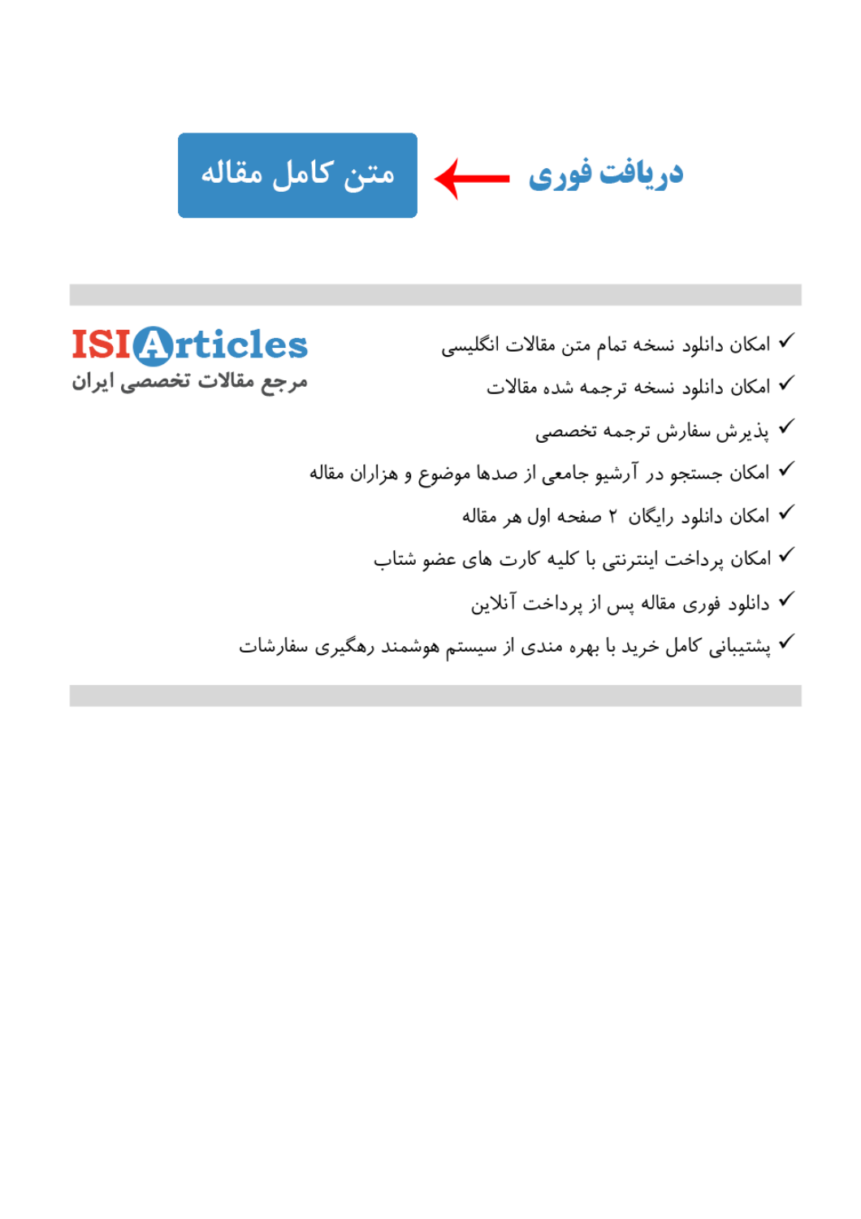دریافت فوری ← **متن کامل مقاله**

**ISIArticles**
مرجع مقالات تخصصی ایران

- ✓ امکان دانلود نسخه تمام متن مقالات انگلیسی
- ✓ امکان دانلود نسخه ترجمه شده مقالات
- ✓ پذیرش سفارش ترجمه تخصصی
- ✓ امکان جستجو در آرشیو جامعی از صدها موضوع و هزاران مقاله
- ✓ امکان دانلود رایگان ۲ صفحه اول هر مقاله
- ✓ امکان پرداخت اینترنتی با کلیه کارت های عضو شتاب
- ✓ دانلود فوری مقاله پس از پرداخت آنلاین
- ✓ پشتیبانی کامل خرید با بهره مندی از سیستم هوشمند رهگیری سفارشات